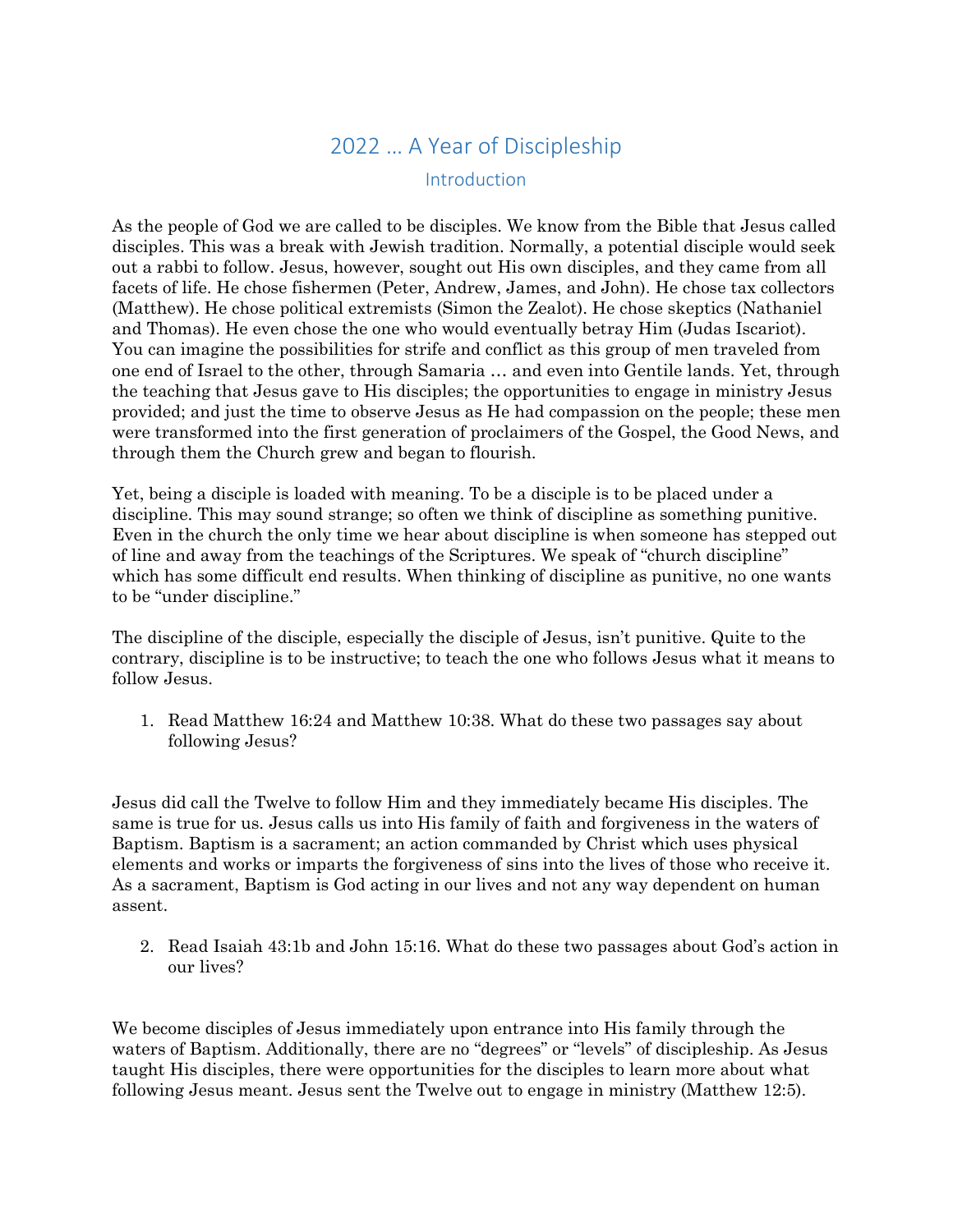# 2022 … A Year of Discipleship

## Introduction

As the people of God we are called to be disciples. We know from the Bible that Jesus called disciples. This was a break with Jewish tradition. Normally, a potential disciple would seek out a rabbi to follow. Jesus, however, sought out His own disciples, and they came from all facets of life. He chose fishermen (Peter, Andrew, James, and John). He chose tax collectors (Matthew). He chose political extremists (Simon the Zealot). He chose skeptics (Nathaniel and Thomas). He even chose the one who would eventually betray Him (Judas Iscariot). You can imagine the possibilities for strife and conflict as this group of men traveled from one end of Israel to the other, through Samaria … and even into Gentile lands. Yet, through the teaching that Jesus gave to His disciples; the opportunities to engage in ministry Jesus provided; and just the time to observe Jesus as He had compassion on the people; these men were transformed into the first generation of proclaimers of the Gospel, the Good News, and through them the Church grew and began to flourish.

Yet, being a disciple is loaded with meaning. To be a disciple is to be placed under a discipline. This may sound strange; so often we think of discipline as something punitive. Even in the church the only time we hear about discipline is when someone has stepped out of line and away from the teachings of the Scriptures. We speak of "church discipline" which has some difficult end results. When thinking of discipline as punitive, no one wants to be "under discipline."

The discipline of the disciple, especially the disciple of Jesus, isn't punitive. Quite to the contrary, discipline is to be instructive; to teach the one who follows Jesus what it means to follow Jesus.

1. Read Matthew 16:24 and Matthew 10:38. What do these two passages say about following Jesus?

Jesus did call the Twelve to follow Him and they immediately became His disciples. The same is true for us. Jesus calls us into His family of faith and forgiveness in the waters of Baptism. Baptism is a sacrament; an action commanded by Christ which uses physical elements and works or imparts the forgiveness of sins into the lives of those who receive it. As a sacrament, Baptism is God acting in our lives and not any way dependent on human assent.

2. Read Isaiah 43:1b and John 15:16. What do these two passages about God's action in our lives?

We become disciples of Jesus immediately upon entrance into His family through the waters of Baptism. Additionally, there are no "degrees" or "levels" of discipleship. As Jesus taught His disciples, there were opportunities for the disciples to learn more about what following Jesus meant. Jesus sent the Twelve out to engage in ministry (Matthew 12:5).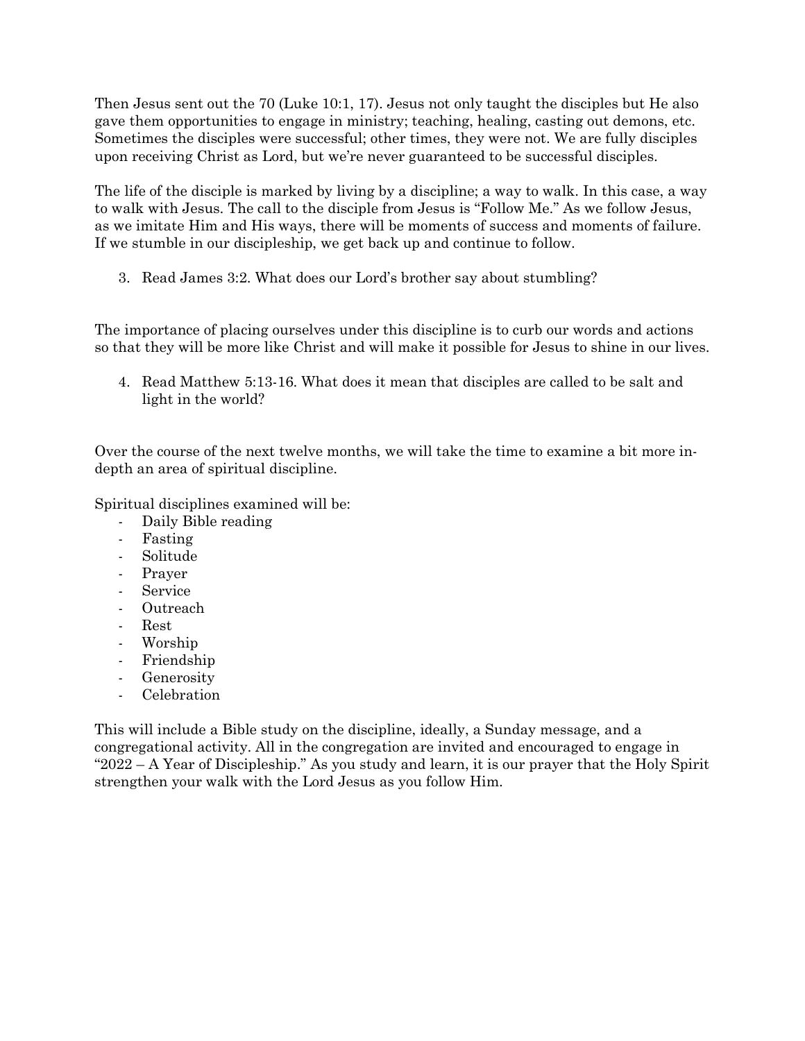Then Jesus sent out the 70 (Luke 10:1, 17). Jesus not only taught the disciples but He also gave them opportunities to engage in ministry; teaching, healing, casting out demons, etc. Sometimes the disciples were successful; other times, they were not. We are fully disciples upon receiving Christ as Lord, but we're never guaranteed to be successful disciples.

The life of the disciple is marked by living by a discipline; a way to walk. In this case, a way to walk with Jesus. The call to the disciple from Jesus is "Follow Me." As we follow Jesus, as we imitate Him and His ways, there will be moments of success and moments of failure. If we stumble in our discipleship, we get back up and continue to follow.

3. Read James 3:2. What does our Lord's brother say about stumbling?

The importance of placing ourselves under this discipline is to curb our words and actions so that they will be more like Christ and will make it possible for Jesus to shine in our lives.

4. Read Matthew 5:13-16. What does it mean that disciples are called to be salt and light in the world?

Over the course of the next twelve months, we will take the time to examine a bit more in-depth an area of spiritual discipline.

Spiritual disciplines examined will be:

- Daily Bible reading
- Fasting
- Solitude
- Prayer
- Service
- Outreach
- Rest
- Worship
- Friendship
- Generosity
- Celebration

This will include a Bible study on the discipline, ideally, a Sunday message, and a congregational activity. All in the congregation are invited and encouraged to engage in "2022 – A Year of Discipleship." As you study and learn, it is our prayer that the Holy Spirit strengthen your walk with the Lord Jesus as you follow Him.